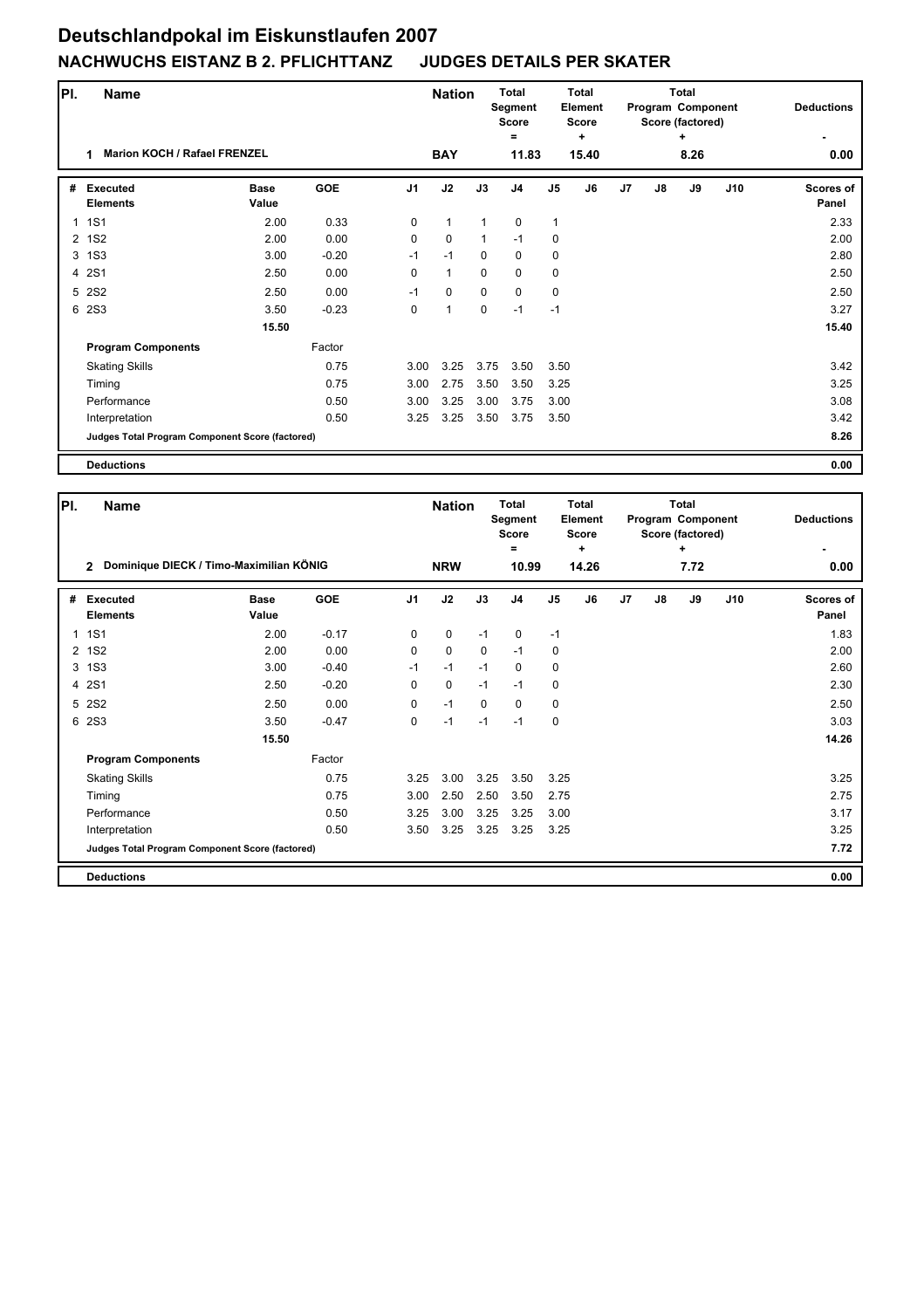# Deutschlandpokal im Eiskunstlaufen 2007

## NACHWUCHS EISTANZ B 2. PFLICHTTANZ JUDGES DETAILS PER SKATER

| Pl. | Name | Nation | Total Segment Score = | Total Element Score + | Total Program Component Score (factored) + | Deductions - |
|---|---|---|---|---|---|---|
| 1 | Marion KOCH / Rafael FRENZEL | BAY | 11.83 | 15.40 | 8.26 | 0.00 |

| # | Executed Elements | Base Value | GOE | J1 | J2 | J3 | J4 | J5 | J6 | J7 | J8 | J9 | J10 | Scores of Panel |
|---|---|---|---|---|---|---|---|---|---|---|---|---|---|---|
| 1 | 1S1 | 2.00 | 0.33 | 0 | 1 | 1 | 0 | 1 | | | | | | 2.33 |
| 2 | 1S2 | 2.00 | 0.00 | 0 | 0 | 1 | -1 | 0 | | | | | | 2.00 |
| 3 | 1S3 | 3.00 | -0.20 | -1 | -1 | 0 | 0 | 0 | | | | | | 2.80 |
| 4 | 2S1 | 2.50 | 0.00 | 0 | 1 | 0 | 0 | 0 | | | | | | 2.50 |
| 5 | 2S2 | 2.50 | 0.00 | -1 | 0 | 0 | 0 | 0 | | | | | | 2.50 |
| 6 | 2S3 | 3.50 | -0.23 | 0 | 1 | 0 | -1 | -1 | | | | | | 3.27 |
| | | 15.50 | | | | | | | | | | | | 15.40 |
| | **Program Components** | | Factor | | | | | | | | | | | |
| | Skating Skills | | 0.75 | 3.00 | 3.25 | 3.75 | 3.50 | 3.50 | | | | | | 3.42 |
| | Timing | | 0.75 | 3.00 | 2.75 | 3.50 | 3.50 | 3.25 | | | | | | 3.25 |
| | Performance | | 0.50 | 3.00 | 3.25 | 3.00 | 3.75 | 3.00 | | | | | | 3.08 |
| | Interpretation | | 0.50 | 3.25 | 3.25 | 3.50 | 3.75 | 3.50 | | | | | | 3.42 |
| | **Judges Total Program Component Score (factored)** | | | | | | | | | | | | | 8.26 |
| | **Deductions** | | | | | | | | | | | | | 0.00 |

| Pl. | Name | Nation | Total Segment Score = | Total Element Score + | Total Program Component Score (factored) + | Deductions - |
|---|---|---|---|---|---|---|
| 2 | Dominique DIECK / Timo-Maximilian KÖNIG | NRW | 10.99 | 14.26 | 7.72 | 0.00 |

| # | Executed Elements | Base Value | GOE | J1 | J2 | J3 | J4 | J5 | J6 | J7 | J8 | J9 | J10 | Scores of Panel |
|---|---|---|---|---|---|---|---|---|---|---|---|---|---|---|
| 1 | 1S1 | 2.00 | -0.17 | 0 | 0 | -1 | 0 | -1 | | | | | | 1.83 |
| 2 | 1S2 | 2.00 | 0.00 | 0 | 0 | 0 | -1 | 0 | | | | | | 2.00 |
| 3 | 1S3 | 3.00 | -0.40 | -1 | -1 | -1 | 0 | 0 | | | | | | 2.60 |
| 4 | 2S1 | 2.50 | -0.20 | 0 | 0 | -1 | -1 | 0 | | | | | | 2.30 |
| 5 | 2S2 | 2.50 | 0.00 | 0 | -1 | 0 | 0 | 0 | | | | | | 2.50 |
| 6 | 2S3 | 3.50 | -0.47 | 0 | -1 | -1 | -1 | 0 | | | | | | 3.03 |
| | | 15.50 | | | | | | | | | | | | 14.26 |
| | **Program Components** | | Factor | | | | | | | | | | | |
| | Skating Skills | | 0.75 | 3.25 | 3.00 | 3.25 | 3.50 | 3.25 | | | | | | 3.25 |
| | Timing | | 0.75 | 3.00 | 2.50 | 2.50 | 3.50 | 2.75 | | | | | | 2.75 |
| | Performance | | 0.50 | 3.25 | 3.00 | 3.25 | 3.25 | 3.00 | | | | | | 3.17 |
| | Interpretation | | 0.50 | 3.50 | 3.25 | 3.25 | 3.25 | 3.25 | | | | | | 3.25 |
| | **Judges Total Program Component Score (factored)** | | | | | | | | | | | | | 7.72 |
| | **Deductions** | | | | | | | | | | | | | 0.00 |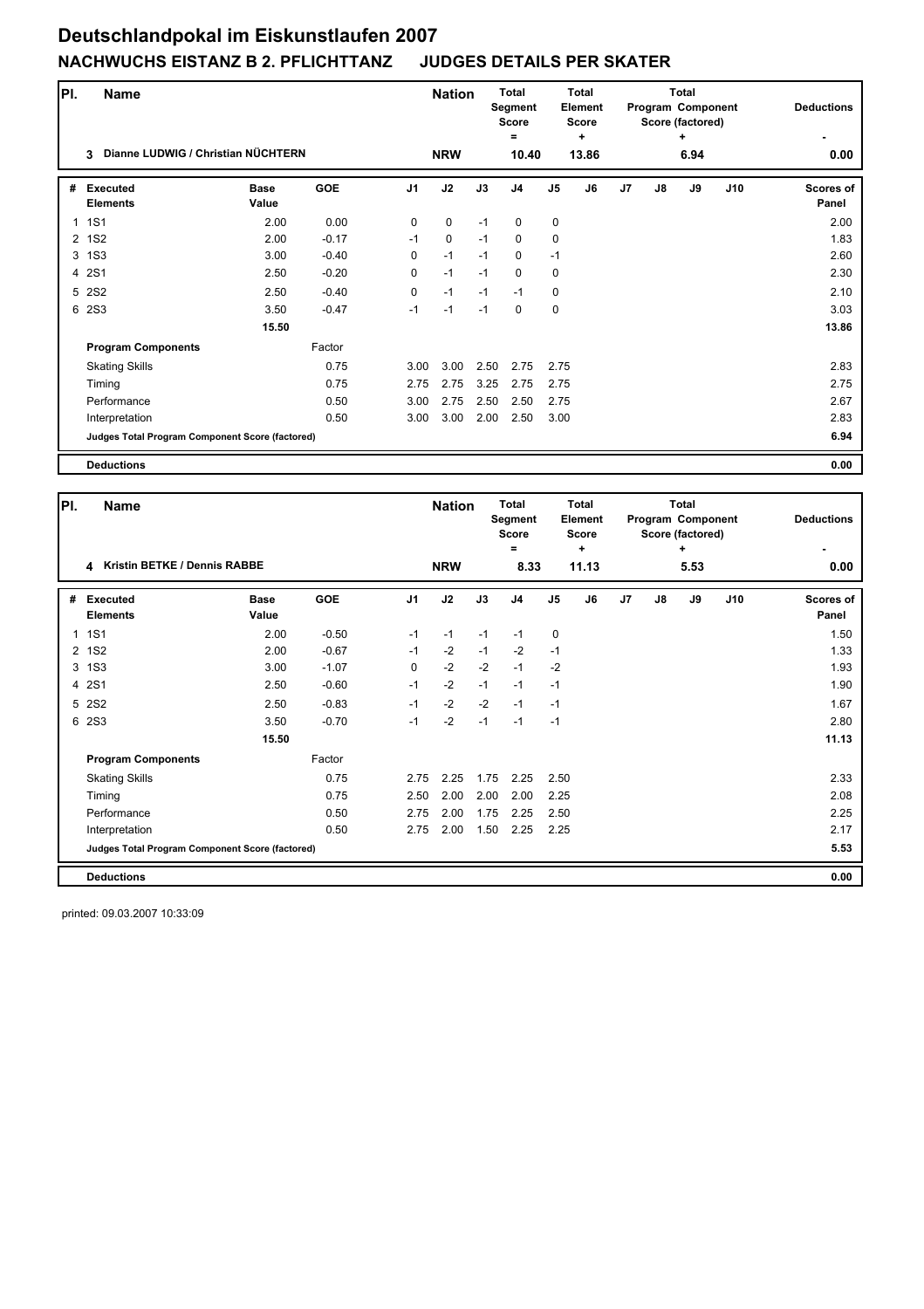# Deutschlandpokal im Eiskunstlaufen 2007

## NACHWUCHS EISTANZ B 2. PFLICHTTANZ JUDGES DETAILS PER SKATER

| Pl. | Name | Nation | Total Segment Score = | Total Element Score + | Total Program Component Score (factored) + | Deductions - |
|---|---|---|---|---|---|---|
| 3 | Dianne LUDWIG / Christian NÜCHTERN | NRW | 10.40 | 13.86 | 6.94 | 0.00 |

| # | Executed Elements | Base Value | GOE | J1 | J2 | J3 | J4 | J5 | J6 | J7 | J8 | J9 | J10 | Scores of Panel |
|---|---|---|---|---|---|---|---|---|---|---|---|---|---|---|
| 1 | 1S1 | 2.00 | 0.00 | 0 | 0 | -1 | 0 | 0 | | | | | | 2.00 |
| 2 | 1S2 | 2.00 | -0.17 | -1 | 0 | -1 | 0 | 0 | | | | | | 1.83 |
| 3 | 1S3 | 3.00 | -0.40 | 0 | -1 | -1 | 0 | -1 | | | | | | 2.60 |
| 4 | 2S1 | 2.50 | -0.20 | 0 | -1 | -1 | 0 | 0 | | | | | | 2.30 |
| 5 | 2S2 | 2.50 | -0.40 | 0 | -1 | -1 | -1 | 0 | | | | | | 2.10 |
| 6 | 2S3 | 3.50 | -0.47 | -1 | -1 | -1 | 0 | 0 | | | | | | 3.03 |
| | | 15.50 | | | | | | | | | | | | 13.86 |
| | **Program Components** | | Factor | | | | | | | | | | | |
| | Skating Skills | | 0.75 | 3.00 | 3.00 | 2.50 | 2.75 | 2.75 | | | | | | 2.83 |
| | Timing | | 0.75 | 2.75 | 2.75 | 3.25 | 2.75 | 2.75 | | | | | | 2.75 |
| | Performance | | 0.50 | 3.00 | 2.75 | 2.50 | 2.50 | 2.75 | | | | | | 2.67 |
| | Interpretation | | 0.50 | 3.00 | 3.00 | 2.00 | 2.50 | 3.00 | | | | | | 2.83 |
| | **Judges Total Program Component Score (factored)** | | | | | | | | | | | | | 6.94 |
| | **Deductions** | | | | | | | | | | | | | 0.00 |

| Pl. | Name | Nation | Total Segment Score = | Total Element Score + | Total Program Component Score (factored) + | Deductions - |
|---|---|---|---|---|---|---|
| 4 | Kristin BETKE / Dennis RABBE | NRW | 8.33 | 11.13 | 5.53 | 0.00 |

| # | Executed Elements | Base Value | GOE | J1 | J2 | J3 | J4 | J5 | J6 | J7 | J8 | J9 | J10 | Scores of Panel |
|---|---|---|---|---|---|---|---|---|---|---|---|---|---|---|
| 1 | 1S1 | 2.00 | -0.50 | -1 | -1 | -1 | -1 | 0 | | | | | | 1.50 |
| 2 | 1S2 | 2.00 | -0.67 | -1 | -2 | -1 | -2 | -1 | | | | | | 1.33 |
| 3 | 1S3 | 3.00 | -1.07 | 0 | -2 | -2 | -1 | -2 | | | | | | 1.93 |
| 4 | 2S1 | 2.50 | -0.60 | -1 | -2 | -1 | -1 | -1 | | | | | | 1.90 |
| 5 | 2S2 | 2.50 | -0.83 | -1 | -2 | -2 | -1 | -1 | | | | | | 1.67 |
| 6 | 2S3 | 3.50 | -0.70 | -1 | -2 | -1 | -1 | -1 | | | | | | 2.80 |
| | | 15.50 | | | | | | | | | | | | 11.13 |
| | **Program Components** | | Factor | | | | | | | | | | | |
| | Skating Skills | | 0.75 | 2.75 | 2.25 | 1.75 | 2.25 | 2.50 | | | | | | 2.33 |
| | Timing | | 0.75 | 2.50 | 2.00 | 2.00 | 2.00 | 2.25 | | | | | | 2.08 |
| | Performance | | 0.50 | 2.75 | 2.00 | 1.75 | 2.25 | 2.50 | | | | | | 2.25 |
| | Interpretation | | 0.50 | 2.75 | 2.00 | 1.50 | 2.25 | 2.25 | | | | | | 2.17 |
| | **Judges Total Program Component Score (factored)** | | | | | | | | | | | | | 5.53 |
| | **Deductions** | | | | | | | | | | | | | 0.00 |

printed: 09.03.2007 10:33:09